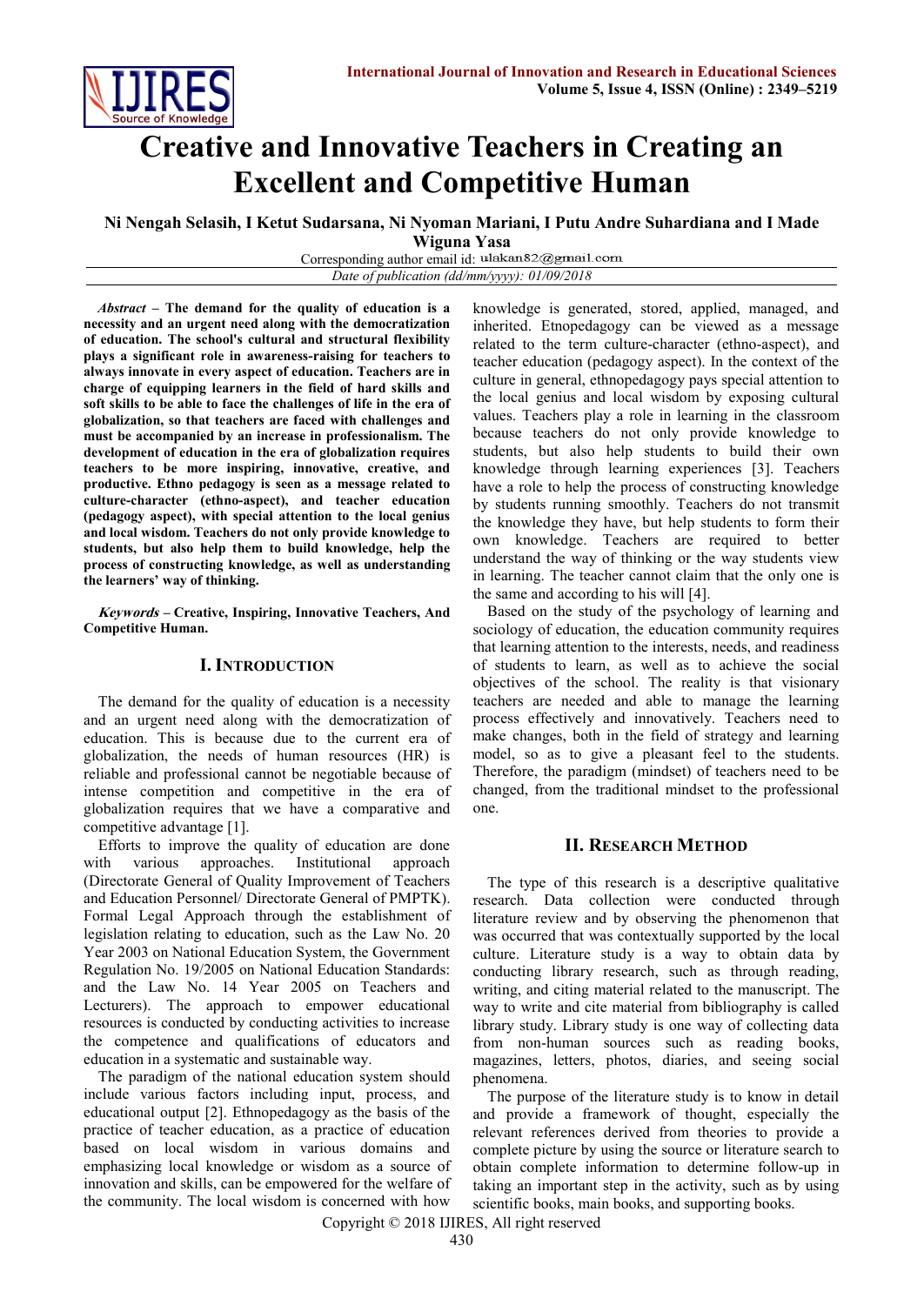# Creative and Innovative Teachers in Creating an Excellent and Competitive Human

**Ni Nengah Selasih, I Ketut Sudarsana, Ni Nyoman Mariani, I Putu Andre Suhardiana and I Made Wiguna Yasa**

Corresponding author email id: ulakan82@gmail.com

*Date of publication (dd/mm/yyyy): 01/09/2018*

***Abstract*** **– The demand for the quality of education is a necessity and an urgent need along with the democratization of education. The school's cultural and structural flexibility plays a significant role in awareness-raising for teachers to always innovate in every aspect of education. Teachers are in charge of equipping learners in the field of hard skills and soft skills to be able to face the challenges of life in the era of globalization, so that teachers are faced with challenges and must be accompanied by an increase in professionalism. The development of education in the era of globalization requires teachers to be more inspiring, innovative, creative, and productive. Ethno pedagogy is seen as a message related to culture-character (ethno-aspect), and teacher education (pedagogy aspect), with special attention to the local genius and local wisdom. Teachers do not only provide knowledge to students, but also help them to build knowledge, help the process of constructing knowledge, as well as understanding the learners' way of thinking.**

***Keywords*** **– Creative, Inspiring, Innovative Teachers, And Competitive Human.**

## I. Introduction

The demand for the quality of education is a necessity and an urgent need along with the democratization of education. This is because due to the current era of globalization, the needs of human resources (HR) is reliable and professional cannot be negotiable because of intense competition and competitive in the era of globalization requires that we have a comparative and competitive advantage [1].

Efforts to improve the quality of education are done with various approaches. Institutional approach (Directorate General of Quality Improvement of Teachers and Education Personnel/ Directorate General of PMPTK). Formal Legal Approach through the establishment of legislation relating to education, such as the Law No. 20 Year 2003 on National Education System, the Government Regulation No. 19/2005 on National Education Standards: and the Law No. 14 Year 2005 on Teachers and Lecturers). The approach to empower educational resources is conducted by conducting activities to increase the competence and qualifications of educators and education in a systematic and sustainable way.

The paradigm of the national education system should include various factors including input, process, and educational output [2]. Ethnopedagogy as the basis of the practice of teacher education, as a practice of education based on local wisdom in various domains and emphasizing local knowledge or wisdom as a source of innovation and skills, can be empowered for the welfare of the community. The local wisdom is concerned with how knowledge is generated, stored, applied, managed, and inherited. Etnopedagogy can be viewed as a message related to the term culture-character (ethno-aspect), and teacher education (pedagogy aspect). In the context of the culture in general, ethnopedagogy pays special attention to the local genius and local wisdom by exposing cultural values. Teachers play a role in learning in the classroom because teachers do not only provide knowledge to students, but also help students to build their own knowledge through learning experiences [3]. Teachers have a role to help the process of constructing knowledge by students running smoothly. Teachers do not transmit the knowledge they have, but help students to form their own knowledge. Teachers are required to better understand the way of thinking or the way students view in learning. The teacher cannot claim that the only one is the same and according to his will [4].

Based on the study of the psychology of learning and sociology of education, the education community requires that learning attention to the interests, needs, and readiness of students to learn, as well as to achieve the social objectives of the school. The reality is that visionary teachers are needed and able to manage the learning process effectively and innovatively. Teachers need to make changes, both in the field of strategy and learning model, so as to give a pleasant feel to the students. Therefore, the paradigm (mindset) of teachers need to be changed, from the traditional mindset to the professional one.

## II. Research Method

The type of this research is a descriptive qualitative research. Data collection were conducted through literature review and by observing the phenomenon that was occurred that was contextually supported by the local culture. Literature study is a way to obtain data by conducting library research, such as through reading, writing, and citing material related to the manuscript. The way to write and cite material from bibliography is called library study. Library study is one way of collecting data from non-human sources such as reading books, magazines, letters, photos, diaries, and seeing social phenomena.

The purpose of the literature study is to know in detail and provide a framework of thought, especially the relevant references derived from theories to provide a complete picture by using the source or literature search to obtain complete information to determine follow-up in taking an important step in the activity, such as by using scientific books, main books, and supporting books.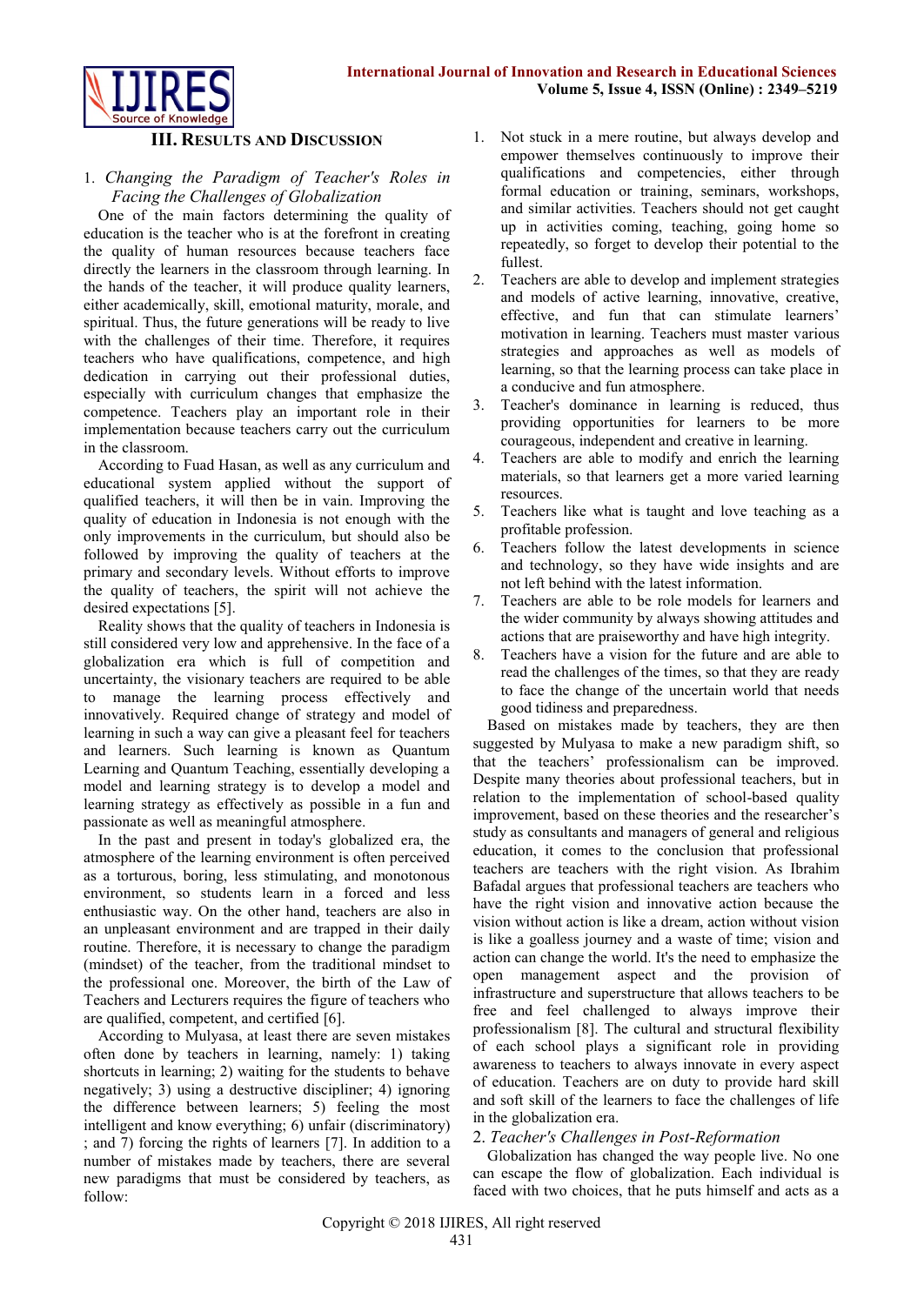## III. Results and Discussion

### 1. *Changing the Paradigm of Teacher's Roles in Facing the Challenges of Globalization*

One of the main factors determining the quality of education is the teacher who is at the forefront in creating the quality of human resources because teachers face directly the learners in the classroom through learning. In the hands of the teacher, it will produce quality learners, either academically, skill, emotional maturity, morale, and spiritual. Thus, the future generations will be ready to live with the challenges of their time. Therefore, it requires teachers who have qualifications, competence, and high dedication in carrying out their professional duties, especially with curriculum changes that emphasize the competence. Teachers play an important role in their implementation because teachers carry out the curriculum in the classroom.

According to Fuad Hasan, as well as any curriculum and educational system applied without the support of qualified teachers, it will then be in vain. Improving the quality of education in Indonesia is not enough with the only improvements in the curriculum, but should also be followed by improving the quality of teachers at the primary and secondary levels. Without efforts to improve the quality of teachers, the spirit will not achieve the desired expectations [5].

Reality shows that the quality of teachers in Indonesia is still considered very low and apprehensive. In the face of a globalization era which is full of competition and uncertainty, the visionary teachers are required to be able to manage the learning process effectively and innovatively. Required change of strategy and model of learning in such a way can give a pleasant feel for teachers and learners. Such learning is known as Quantum Learning and Quantum Teaching, essentially developing a model and learning strategy is to develop a model and learning strategy as effectively as possible in a fun and passionate as well as meaningful atmosphere.

In the past and present in today's globalized era, the atmosphere of the learning environment is often perceived as a torturous, boring, less stimulating, and monotonous environment, so students learn in a forced and less enthusiastic way. On the other hand, teachers are also in an unpleasant environment and are trapped in their daily routine. Therefore, it is necessary to change the paradigm (mindset) of the teacher, from the traditional mindset to the professional one. Moreover, the birth of the Law of Teachers and Lecturers requires the figure of teachers who are qualified, competent, and certified [6].

According to Mulyasa, at least there are seven mistakes often done by teachers in learning, namely: 1) taking shortcuts in learning; 2) waiting for the students to behave negatively; 3) using a destructive discipliner; 4) ignoring the difference between learners; 5) feeling the most intelligent and know everything; 6) unfair (discriminatory) ; and 7) forcing the rights of learners [7]. In addition to a number of mistakes made by teachers, there are several new paradigms that must be considered by teachers, as follow:

1. Not stuck in a mere routine, but always develop and empower themselves continuously to improve their qualifications and competencies, either through formal education or training, seminars, workshops, and similar activities. Teachers should not get caught up in activities coming, teaching, going home so repeatedly, so forget to develop their potential to the fullest.
2. Teachers are able to develop and implement strategies and models of active learning, innovative, creative, effective, and fun that can stimulate learners' motivation in learning. Teachers must master various strategies and approaches as well as models of learning, so that the learning process can take place in a conducive and fun atmosphere.
3. Teacher's dominance in learning is reduced, thus providing opportunities for learners to be more courageous, independent and creative in learning.
4. Teachers are able to modify and enrich the learning materials, so that learners get a more varied learning resources.
5. Teachers like what is taught and love teaching as a profitable profession.
6. Teachers follow the latest developments in science and technology, so they have wide insights and are not left behind with the latest information.
7. Teachers are able to be role models for learners and the wider community by always showing attitudes and actions that are praiseworthy and have high integrity.
8. Teachers have a vision for the future and are able to read the challenges of the times, so that they are ready to face the change of the uncertain world that needs good tidiness and preparedness.

Based on mistakes made by teachers, they are then suggested by Mulyasa to make a new paradigm shift, so that the teachers' professionalism can be improved. Despite many theories about professional teachers, but in relation to the implementation of school-based quality improvement, based on these theories and the researcher's study as consultants and managers of general and religious education, it comes to the conclusion that professional teachers are teachers with the right vision. As Ibrahim Bafadal argues that professional teachers are teachers who have the right vision and innovative action because the vision without action is like a dream, action without vision is like a goalless journey and a waste of time; vision and action can change the world. It's the need to emphasize the open management aspect and the provision of infrastructure and superstructure that allows teachers to be free and feel challenged to always improve their professionalism [8]. The cultural and structural flexibility of each school plays a significant role in providing awareness to teachers to always innovate in every aspect of education. Teachers are on duty to provide hard skill and soft skill of the learners to face the challenges of life in the globalization era.

### 2. *Teacher's Challenges in Post-Reformation*

Globalization has changed the way people live. No one can escape the flow of globalization. Each individual is faced with two choices, that he puts himself and acts as a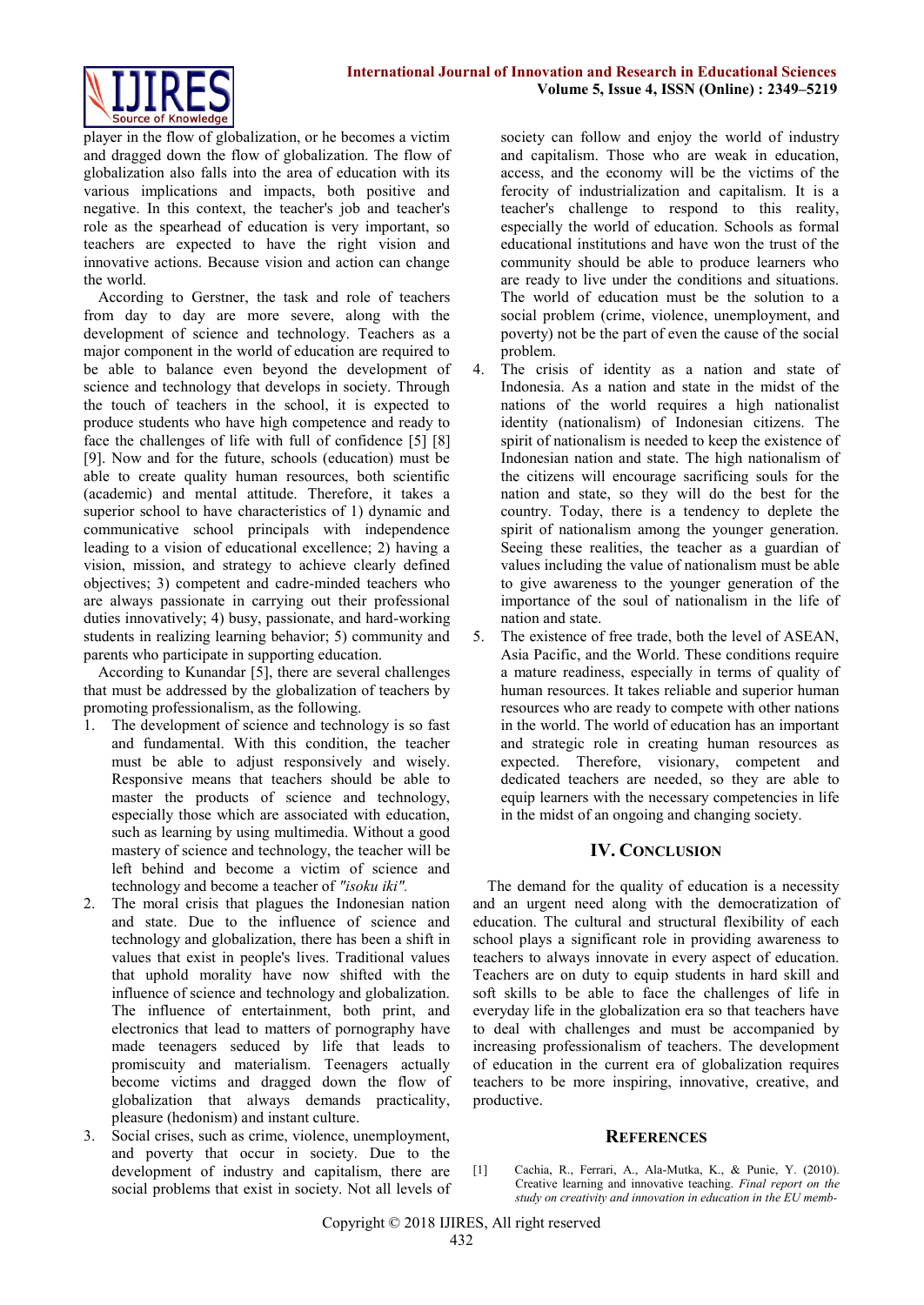player in the flow of globalization, or he becomes a victim and dragged down the flow of globalization. The flow of globalization also falls into the area of education with its various implications and impacts, both positive and negative. In this context, the teacher's job and teacher's role as the spearhead of education is very important, so teachers are expected to have the right vision and innovative actions. Because vision and action can change the world.

According to Gerstner, the task and role of teachers from day to day are more severe, along with the development of science and technology. Teachers as a major component in the world of education are required to be able to balance even beyond the development of science and technology that develops in society. Through the touch of teachers in the school, it is expected to produce students who have high competence and ready to face the challenges of life with full of confidence [5] [8] [9]. Now and for the future, schools (education) must be able to create quality human resources, both scientific (academic) and mental attitude. Therefore, it takes a superior school to have characteristics of 1) dynamic and communicative school principals with independence leading to a vision of educational excellence; 2) having a vision, mission, and strategy to achieve clearly defined objectives; 3) competent and cadre-minded teachers who are always passionate in carrying out their professional duties innovatively; 4) busy, passionate, and hard-working students in realizing learning behavior; 5) community and parents who participate in supporting education.

According to Kunandar [5], there are several challenges that must be addressed by the globalization of teachers by promoting professionalism, as the following.

1. The development of science and technology is so fast and fundamental. With this condition, the teacher must be able to adjust responsively and wisely. Responsive means that teachers should be able to master the products of science and technology, especially those which are associated with education, such as learning by using multimedia. Without a good mastery of science and technology, the teacher will be left behind and become a victim of science and technology and become a teacher of *"isoku iki".*
2. The moral crisis that plagues the Indonesian nation and state. Due to the influence of science and technology and globalization, there has been a shift in values that exist in people's lives. Traditional values that uphold morality have now shifted with the influence of science and technology and globalization. The influence of entertainment, both print, and electronics that lead to matters of pornography have made teenagers seduced by life that leads to promiscuity and materialism. Teenagers actually become victims and dragged down the flow of globalization that always demands practicality, pleasure (hedonism) and instant culture.
3. Social crises, such as crime, violence, unemployment, and poverty that occur in society. Due to the development of industry and capitalism, there are social problems that exist in society. Not all levels of society can follow and enjoy the world of industry and capitalism. Those who are weak in education, access, and the economy will be the victims of the ferocity of industrialization and capitalism. It is a teacher's challenge to respond to this reality, especially the world of education. Schools as formal educational institutions and have won the trust of the community should be able to produce learners who are ready to live under the conditions and situations. The world of education must be the solution to a social problem (crime, violence, unemployment, and poverty) not be the part of even the cause of the social problem.
4. The crisis of identity as a nation and state of Indonesia. As a nation and state in the midst of the nations of the world requires a high nationalist identity (nationalism) of Indonesian citizens. The spirit of nationalism is needed to keep the existence of Indonesian nation and state. The high nationalism of the citizens will encourage sacrificing souls for the nation and state, so they will do the best for the country. Today, there is a tendency to deplete the spirit of nationalism among the younger generation. Seeing these realities, the teacher as a guardian of values including the value of nationalism must be able to give awareness to the younger generation of the importance of the soul of nationalism in the life of nation and state.
5. The existence of free trade, both the level of ASEAN, Asia Pacific, and the World. These conditions require a mature readiness, especially in terms of quality of human resources. It takes reliable and superior human resources who are ready to compete with other nations in the world. The world of education has an important and strategic role in creating human resources as expected. Therefore, visionary, competent and dedicated teachers are needed, so they are able to equip learners with the necessary competencies in life in the midst of an ongoing and changing society.

## IV. Conclusion

The demand for the quality of education is a necessity and an urgent need along with the democratization of education. The cultural and structural flexibility of each school plays a significant role in providing awareness to teachers to always innovate in every aspect of education. Teachers are on duty to equip students in hard skill and soft skills to be able to face the challenges of life in everyday life in the globalization era so that teachers have to deal with challenges and must be accompanied by increasing professionalism of teachers. The development of education in the current era of globalization requires teachers to be more inspiring, innovative, creative, and productive.

## References

[1] Cachia, R., Ferrari, A., Ala-Mutka, K., & Punie, Y. (2010). Creative learning and innovative teaching. *Final report on the study on creativity and innovation in education in the EU memb-*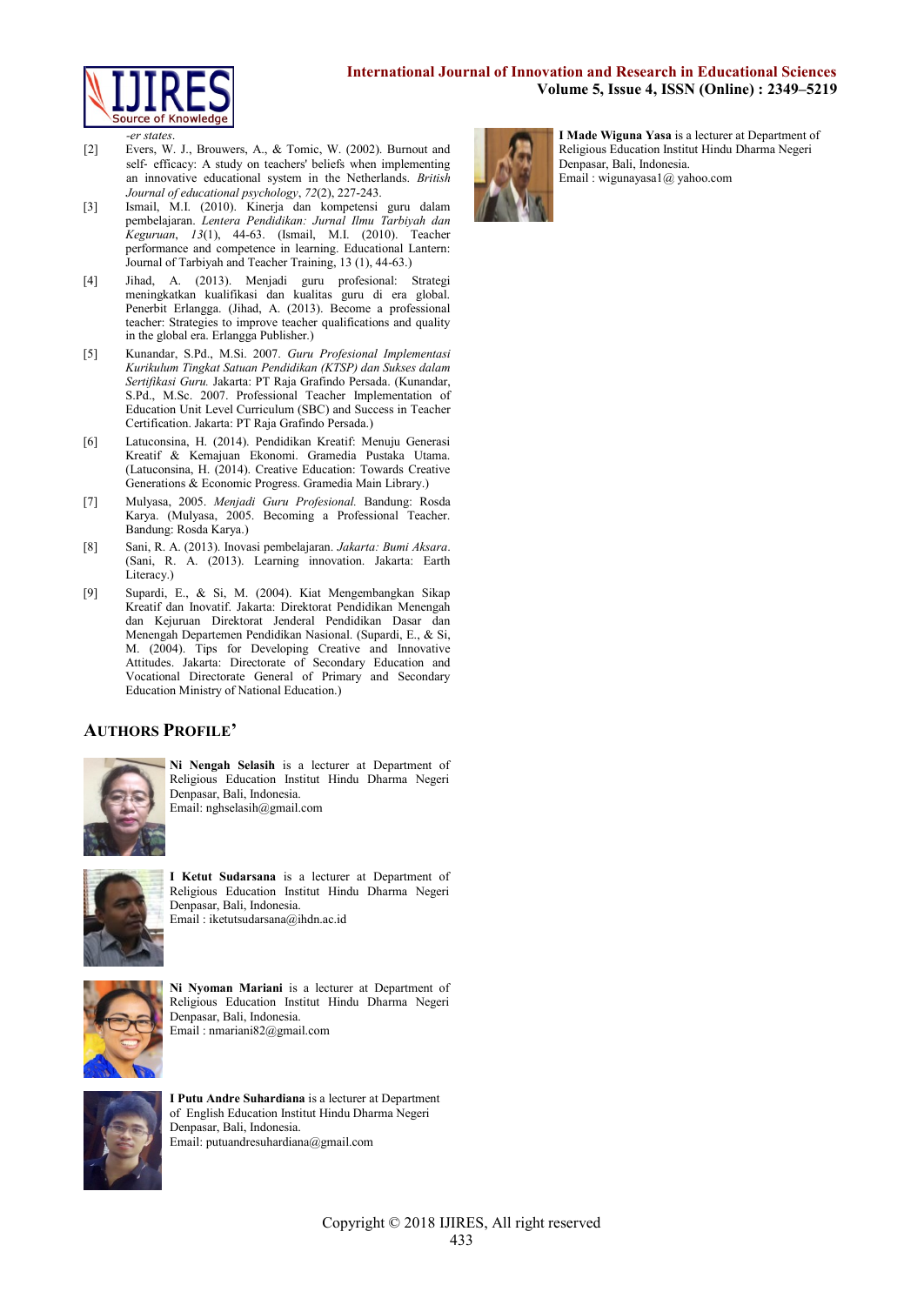-er states.

[2] Evers, W. J., Brouwers, A., & Tomic, W. (2002). Burnout and self- efficacy: A study on teachers' beliefs when implementing an innovative educational system in the Netherlands. *British Journal of educational psychology*, *72*(2), 227-243.

[3] Ismail, M.I. (2010). Kinerja dan kompetensi guru dalam pembelajaran. *Lentera Pendidikan: Jurnal Ilmu Tarbiyah dan Keguruan*, *13*(1), 44-63. (Ismail, M.I. (2010). Teacher performance and competence in learning. Educational Lantern: Journal of Tarbiyah and Teacher Training, 13 (1), 44-63.)

[4] Jihad, A. (2013). Menjadi guru profesional: Strategi meningkatkan kualifikasi dan kualitas guru di era global. Penerbit Erlangga. (Jihad, A. (2013). Become a professional teacher: Strategies to improve teacher qualifications and quality in the global era. Erlangga Publisher.)

[5] Kunandar, S.Pd., M.Si. 2007. *Guru Profesional Implementasi Kurikulum Tingkat Satuan Pendidikan (KTSP) dan Sukses dalam Sertifikasi Guru.* Jakarta: PT Raja Grafindo Persada. (Kunandar, S.Pd., M.Sc. 2007. Professional Teacher Implementation of Education Unit Level Curriculum (SBC) and Success in Teacher Certification. Jakarta: PT Raja Grafindo Persada.)

[6] Latuconsina, H. (2014). Pendidikan Kreatif: Menuju Generasi Kreatif & Kemajuan Ekonomi. Gramedia Pustaka Utama. (Latuconsina, H. (2014). Creative Education: Towards Creative Generations & Economic Progress. Gramedia Main Library.)

[7] Mulyasa, 2005. *Menjadi Guru Profesional.* Bandung: Rosda Karya. (Mulyasa, 2005. Becoming a Professional Teacher. Bandung: Rosda Karya.)

[8] Sani, R. A. (2013). Inovasi pembelajaran. *Jakarta: Bumi Aksara*. (Sani, R. A. (2013). Learning innovation. Jakarta: Earth Literacy.)

[9] Supardi, E., & Si, M. (2004). Kiat Mengembangkan Sikap Kreatif dan Inovatif. Jakarta: Direktorat Pendidikan Menengah dan Kejuruan Direktorat Jenderal Pendidikan Dasar dan Menengah Departemen Pendidikan Nasional. (Supardi, E., & Si, M. (2004). Tips for Developing Creative and Innovative Attitudes. Jakarta: Directorate of Secondary Education and Vocational Directorate General of Primary and Secondary Education Ministry of National Education.)

## AUTHORS PROFILE'

**Ni Nengah Selasih** is a lecturer at Department of Religious Education Institut Hindu Dharma Negeri Denpasar, Bali, Indonesia.
Email: nghselasih@gmail.com

**I Ketut Sudarsana** is a lecturer at Department of Religious Education Institut Hindu Dharma Negeri Denpasar, Bali, Indonesia.
Email : iketutsudarsana@ihdn.ac.id

**Ni Nyoman Mariani** is a lecturer at Department of Religious Education Institut Hindu Dharma Negeri Denpasar, Bali, Indonesia.
Email : nmariani82@gmail.com

**I Putu Andre Suhardiana** is a lecturer at Department of English Education Institut Hindu Dharma Negeri Denpasar, Bali, Indonesia.
Email: putuandresuhardiana@gmail.com

**I Made Wiguna Yasa** is a lecturer at Department of Religious Education Institut Hindu Dharma Negeri Denpasar, Bali, Indonesia.
Email : wigunayasa1@ yahoo.com